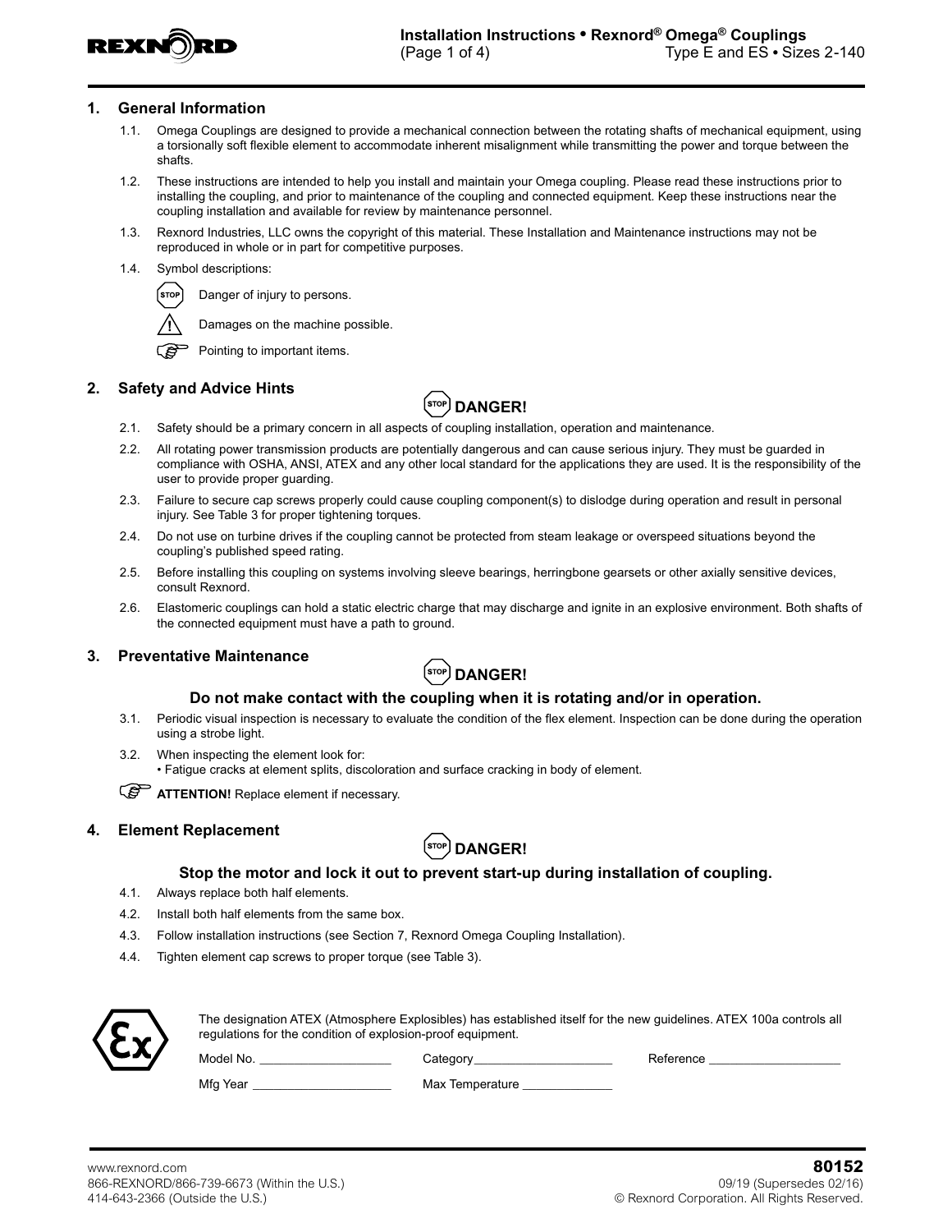# Installation Instructions • Rexnord® Omega® Couplings

Type E and ES • Sizes 2-140

## 1. General Information

1.1. Omega Couplings are designed to provide a mechanical connection between the rotating shafts of mechanical equipment, using a torsionally soft flexible element to accommodate inherent misalignment while transmitting the power and torque between the shafts.

1.2. These instructions are intended to help you install and maintain your Omega coupling. Please read these instructions prior to installing the coupling, and prior to maintenance of the coupling and connected equipment. Keep these instructions near the coupling installation and available for review by maintenance personnel.

1.3. Rexnord Industries, LLC owns the copyright of this material. These Installation and Maintenance instructions may not be reproduced in whole or in part for competitive purposes.

1.4. Symbol descriptions:

- STOP — Danger of injury to persons.
- ⚠ — Damages on the machine possible.
- ☞ — Pointing to important items.

## 2. Safety and Advice Hints

**STOP DANGER!**

2.1. Safety should be a primary concern in all aspects of coupling installation, operation and maintenance.

2.2. All rotating power transmission products are potentially dangerous and can cause serious injury. They must be guarded in compliance with OSHA, ANSI, ATEX and any other local standard for the applications they are used. It is the responsibility of the user to provide proper guarding.

2.3. Failure to secure cap screws properly could cause coupling component(s) to dislodge during operation and result in personal injury. See Table 3 for proper tightening torques.

2.4. Do not use on turbine drives if the coupling cannot be protected from steam leakage or overspeed situations beyond the coupling's published speed rating.

2.5. Before installing this coupling on systems involving sleeve bearings, herringbone gearsets or other axially sensitive devices, consult Rexnord.

2.6. Elastomeric couplings can hold a static electric charge that may discharge and ignite in an explosive environment. Both shafts of the connected equipment must have a path to ground.

## 3. Preventative Maintenance

**STOP DANGER!**

**Do not make contact with the coupling when it is rotating and/or in operation.**

3.1. Periodic visual inspection is necessary to evaluate the condition of the flex element. Inspection can be done during the operation using a strobe light.

3.2. When inspecting the element look for:
• Fatigue cracks at element splits, discoloration and surface cracking in body of element.

☞ **ATTENTION!** Replace element if necessary.

## 4. Element Replacement

**STOP DANGER!**

**Stop the motor and lock it out to prevent start-up during installation of coupling.**

4.1. Always replace both half elements.

4.2. Install both half elements from the same box.

4.3. Follow installation instructions (see Section 7, Rexnord Omega Coupling Installation).

4.4. Tighten element cap screws to proper torque (see Table 3).

---

The designation ATEX (Atmosphere Explosibles) has established itself for the new guidelines. ATEX 100a controls all regulations for the condition of explosion-proof equipment.

Model No. ____________________ Category ____________________ Reference ____________________

Mfg Year ____________________ Max Temperature _____________

---

www.rexnord.com
866-REXNORD/866-739-6673 (Within the U.S.)
414-643-2366 (Outside the U.S.)

**80152**
09/19 (Supersedes 02/16)
© Rexnord Corporation. All Rights Reserved.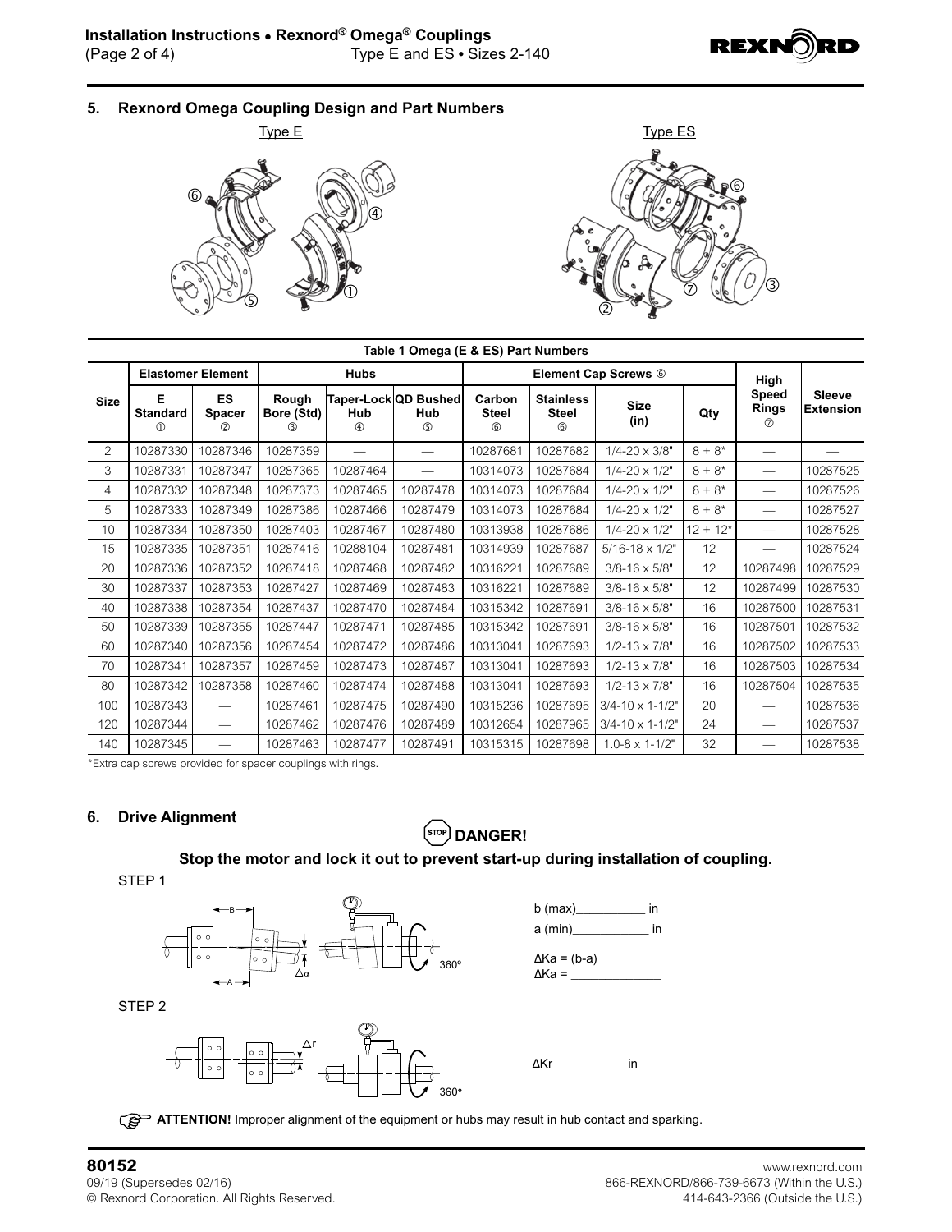## 5. Rexnord Omega Coupling Design and Part Numbers

Type E

Type ES

**Table 1 Omega (E & ES) Part Numbers**

| Size | Elastomer Element | | Hubs | | | Element Cap Screws ⑥ | | | | High Speed Rings ⑦ | Sleeve Extension |
|---|---|---|---|---|---|---|---|---|---|---|---|
| | E Standard ① | ES Spacer ② | Rough Bore (Std) ③ | Taper-Lock Hub ④ | QD Bushed Hub ⑤ | Carbon Steel ⑥ | Stainless Steel ⑥ | Size (in) | Qty | | |
| 2 | 10287330 | 10287346 | 10287359 | — | — | 10287681 | 10287682 | 1/4-20 x 3/8" | 8 + 8* | — | — |
| 3 | 10287331 | 10287347 | 10287365 | 10287464 | — | 10314073 | 10287684 | 1/4-20 x 1/2" | 8 + 8* | — | 10287525 |
| 4 | 10287332 | 10287348 | 10287373 | 10287465 | 10287478 | 10314073 | 10287684 | 1/4-20 x 1/2" | 8 + 8* | — | 10287526 |
| 5 | 10287333 | 10287349 | 10287386 | 10287466 | 10287479 | 10314073 | 10287684 | 1/4-20 x 1/2" | 8 + 8* | — | 10287527 |
| 10 | 10287334 | 10287350 | 10287403 | 10287467 | 10287480 | 10313938 | 10287686 | 1/4-20 x 1/2" | 12 + 12* | — | 10287528 |
| 15 | 10287335 | 10287351 | 10287416 | 10288104 | 10287481 | 10314939 | 10287687 | 5/16-18 x 1/2" | 12 | — | 10287524 |
| 20 | 10287336 | 10287352 | 10287418 | 10287468 | 10287482 | 10316221 | 10287689 | 3/8-16 x 5/8" | 12 | 10287498 | 10287529 |
| 30 | 10287337 | 10287353 | 10287427 | 10287469 | 10287483 | 10316221 | 10287689 | 3/8-16 x 5/8" | 12 | 10287499 | 10287530 |
| 40 | 10287338 | 10287354 | 10287437 | 10287470 | 10287484 | 10315342 | 10287691 | 3/8-16 x 5/8" | 16 | 10287500 | 10287531 |
| 50 | 10287339 | 10287355 | 10287447 | 10287471 | 10287485 | 10315342 | 10287691 | 3/8-16 x 5/8" | 16 | 10287501 | 10287532 |
| 60 | 10287340 | 10287356 | 10287454 | 10287472 | 10287486 | 10313041 | 10287693 | 1/2-13 x 7/8" | 16 | 10287502 | 10287533 |
| 70 | 10287341 | 10287357 | 10287459 | 10287473 | 10287487 | 10313041 | 10287693 | 1/2-13 x 7/8" | 16 | 10287503 | 10287534 |
| 80 | 10287342 | 10287358 | 10287460 | 10287474 | 10287488 | 10313041 | 10287693 | 1/2-13 x 7/8" | 16 | 10287504 | 10287535 |
| 100 | 10287343 | — | 10287461 | 10287475 | 10287490 | 10315236 | 10287695 | 3/4-10 x 1-1/2" | 20 | — | 10287536 |
| 120 | 10287344 | — | 10287462 | 10287476 | 10287489 | 10312654 | 10287965 | 3/4-10 x 1-1/2" | 24 | — | 10287537 |
| 140 | 10287345 | — | 10287463 | 10287477 | 10287491 | 10315315 | 10287698 | 1.0-8 x 1-1/2" | 32 | — | 10287538 |

*Extra cap screws provided for spacer couplings with rings.

## 6. Drive Alignment

**DANGER!**

**Stop the motor and lock it out to prevent start-up during installation of coupling.**

STEP 1

b (max)__________ in

a (min)___________ in

$\Delta Ka = (b-a)$

$\Delta Ka =$ _____________

STEP 2

$\Delta Kr$ __________ in

**ATTENTION!** Improper alignment of the equipment or hubs may result in hub contact and sparking.

80152

09/19 (Supersedes 02/16)

© Rexnord Corporation. All Rights Reserved.

www.rexnord.com

866-REXNORD/866-739-6673 (Within the U.S.)

414-643-2366 (Outside the U.S.)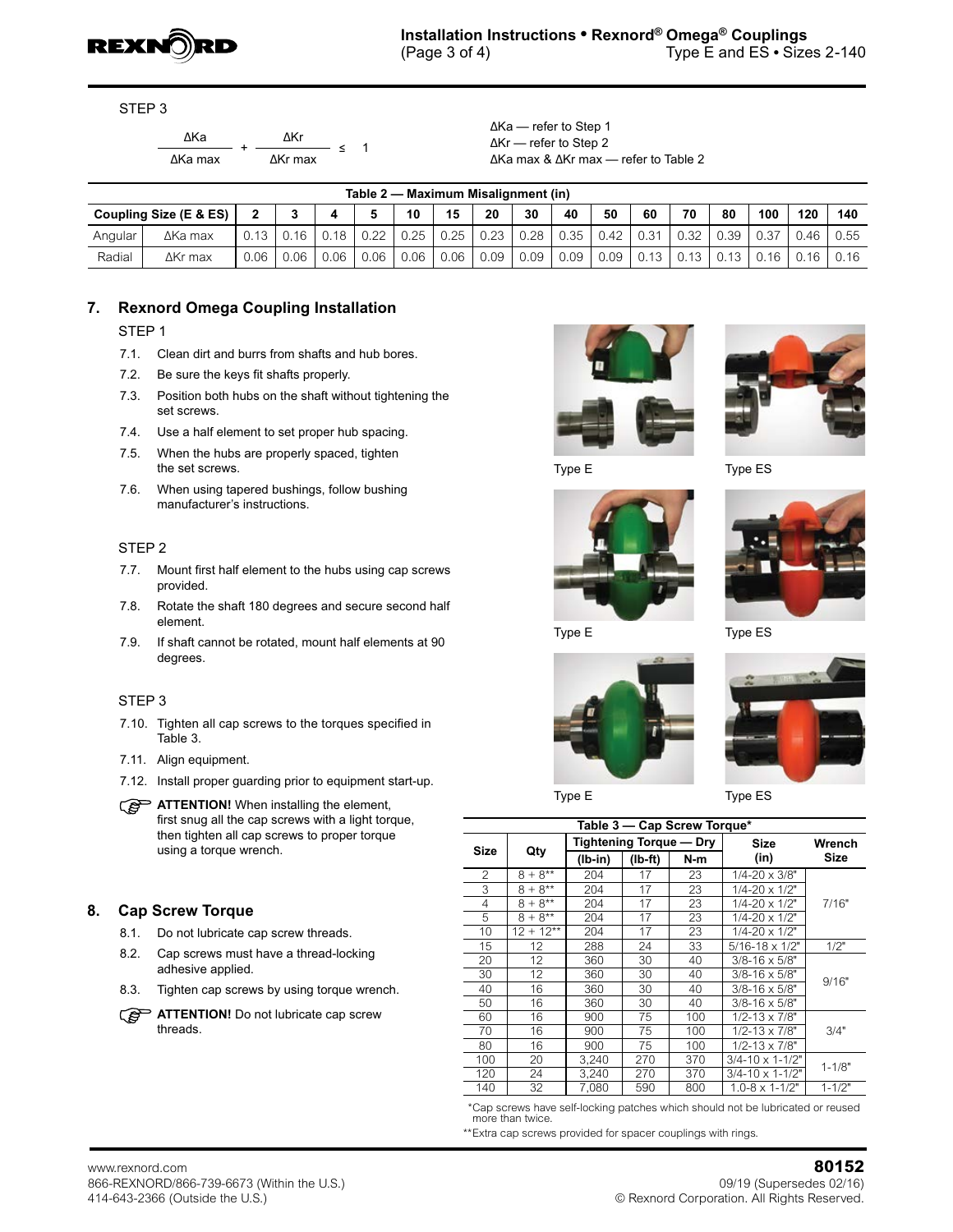STEP 3

$$\frac{\Delta Ka}{\Delta Ka\ max} + \frac{\Delta Kr}{\Delta Kr\ max} \leq 1$$

ΔKa — refer to Step 1
ΔKr — refer to Step 2
ΔKa max & ΔKr max — refer to Table 2

**Table 2 — Maximum Misalignment (in)**

| Coupling Size (E & ES) | | 2 | 3 | 4 | 5 | 10 | 15 | 20 | 30 | 40 | 50 | 60 | 70 | 80 | 100 | 120 | 140 |
|---|---|---|---|---|---|---|---|---|---|---|---|---|---|---|---|---|---|
| Angular | ΔKa max | 0.13 | 0.16 | 0.18 | 0.22 | 0.25 | 0.25 | 0.23 | 0.28 | 0.35 | 0.42 | 0.31 | 0.32 | 0.39 | 0.37 | 0.46 | 0.55 |
| Radial | ΔKr max | 0.06 | 0.06 | 0.06 | 0.06 | 0.06 | 0.06 | 0.09 | 0.09 | 0.09 | 0.09 | 0.13 | 0.13 | 0.13 | 0.16 | 0.16 | 0.16 |

## 7. Rexnord Omega Coupling Installation

STEP 1

7.1. Clean dirt and burrs from shafts and hub bores.

7.2. Be sure the keys fit shafts properly.

7.3. Position both hubs on the shaft without tightening the set screws.

7.4. Use a half element to set proper hub spacing.

7.5. When the hubs are properly spaced, tighten the set screws.

7.6. When using tapered bushings, follow bushing manufacturer's instructions.

STEP 2

7.7. Mount first half element to the hubs using cap screws provided.

7.8. Rotate the shaft 180 degrees and secure second half element.

7.9. If shaft cannot be rotated, mount half elements at 90 degrees.

STEP 3

7.10. Tighten all cap screws to the torques specified in Table 3.

7.11. Align equipment.

7.12. Install proper guarding prior to equipment start-up.

**ATTENTION!** When installing the element, first snug all the cap screws with a light torque, then tighten all cap screws to proper torque using a torque wrench.

Type E

Type ES

Type E

Type ES

Type E

Type ES

## 8. Cap Screw Torque

8.1. Do not lubricate cap screw threads.

8.2. Cap screws must have a thread-locking adhesive applied.

8.3. Tighten cap screws by using torque wrench.

**ATTENTION!** Do not lubricate cap screw threads.

**Table 3 — Cap Screw Torque***

| Size | Qty | Tightening Torque — Dry | | | Size | Wrench |
|---|---|---|---|---|---|---|
| | | (lb-in) | (lb-ft) | N-m | (in) | Size |
| 2 | 8 + 8** | 204 | 17 | 23 | 1/4-20 x 3/8" | 7/16" |
| 3 | 8 + 8** | 204 | 17 | 23 | 1/4-20 x 1/2" | |
| 4 | 8 + 8** | 204 | 17 | 23 | 1/4-20 x 1/2" | |
| 5 | 8 + 8** | 204 | 17 | 23 | 1/4-20 x 1/2" | |
| 10 | 12 + 12** | 204 | 17 | 23 | 1/4-20 x 1/2" | |
| 15 | 12 | 288 | 24 | 33 | 5/16-18 x 1/2" | 1/2" |
| 20 | 12 | 360 | 30 | 40 | 3/8-16 x 5/8" | 9/16" |
| 30 | 12 | 360 | 30 | 40 | 3/8-16 x 5/8" | |
| 40 | 16 | 360 | 30 | 40 | 3/8-16 x 5/8" | |
| 50 | 16 | 360 | 30 | 40 | 3/8-16 x 5/8" | |
| 60 | 16 | 900 | 75 | 100 | 1/2-13 x 7/8" | 3/4" |
| 70 | 16 | 900 | 75 | 100 | 1/2-13 x 7/8" | |
| 80 | 16 | 900 | 75 | 100 | 1/2-13 x 7/8" | |
| 100 | 20 | 3,240 | 270 | 370 | 3/4-10 x 1-1/2" | 1-1/8" |
| 120 | 24 | 3,240 | 270 | 370 | 3/4-10 x 1-1/2" | |
| 140 | 32 | 7,080 | 590 | 800 | 1.0-8 x 1-1/2" | 1-1/2" |

*Cap screws have self-locking patches which should not be lubricated or reused more than twice.

**Extra cap screws provided for spacer couplings with rings.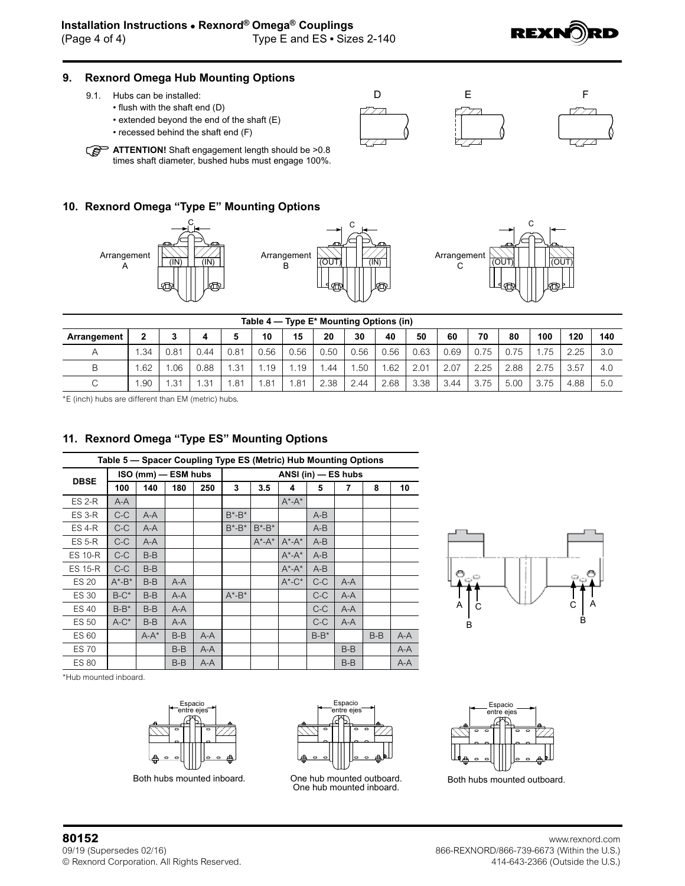## 9. Rexnord Omega Hub Mounting Options

9.1. Hubs can be installed:

- flush with the shaft end (D)
- extended beyond the end of the shaft (E)
- recessed behind the shaft end (F)

D E F

**ATTENTION!** Shaft engagement length should be >0.8 times shaft diameter, bushed hubs must engage 100%.

## 10. Rexnord Omega "Type E" Mounting Options

Arrangement A (IN) (IN) C

Arrangement B (OUT) (IN) C

Arrangement C (OUT) (OUT) C

**Table 4 — Type E* Mounting Options (in)**

| Arrangement | 2 | 3 | 4 | 5 | 10 | 15 | 20 | 30 | 40 | 50 | 60 | 70 | 80 | 100 | 120 | 140 |
|---|---|---|---|---|---|---|---|---|---|---|---|---|---|---|---|---|
| A | 1.34 | 0.81 | 0.44 | 0.81 | 0.56 | 0.56 | 0.50 | 0.56 | 0.56 | 0.63 | 0.69 | 0.75 | 0.75 | 1.75 | 2.25 | 3.0 |
| B | 1.62 | 1.06 | 0.88 | 1.31 | 1.19 | 1.19 | 1.44 | 1.50 | 1.62 | 2.01 | 2.07 | 2.25 | 2.88 | 2.75 | 3.57 | 4.0 |
| C | 1.90 | 1.31 | 1.31 | 1.81 | 1.81 | 1.81 | 2.38 | 2.44 | 2.68 | 3.38 | 3.44 | 3.75 | 5.00 | 3.75 | 4.88 | 5.0 |

*E (inch) hubs are different than EM (metric) hubs.

## 11. Rexnord Omega "Type ES" Mounting Options

**Table 5 — Spacer Coupling Type ES (Metric) Hub Mounting Options**

| DBSE | ISO (mm) — ESM hubs | | | | ANSI (in) — ES hubs | | | | | | |
|---|---|---|---|---|---|---|---|---|---|---|---|
| | 100 | 140 | 180 | 250 | 3 | 3.5 | 4 | 5 | 7 | 8 | 10 |
| ES 2-R | A-A | | | | | | A*-A* | | | | |
| ES 3-R | C-C | A-A | | | B*-B* | | | A-B | | | |
| ES 4-R | C-C | A-A | | | B*-B* | B*-B* | | A-B | | | |
| ES 5-R | C-C | A-A | | | | A*-A* | A*-A* | A-B | | | |
| ES 10-R | C-C | B-B | | | | | A*-A* | A-B | | | |
| ES 15-R | C-C | B-B | | | | | A*-A* | A-B | | | |
| ES 20 | A*-B* | B-B | A-A | | | | A*-C* | C-C | A-A | | |
| ES 30 | B-C* | B-B | A-A | | A*-B* | | | C-C | A-A | | |
| ES 40 | B-B* | B-B | A-A | | | | | C-C | A-A | | |
| ES 50 | A-C* | B-B | A-A | | | | | C-C | A-A | | |
| ES 60 | | A-A* | B-B | A-A | | | | B-B* | | B-B | A-A |
| ES 70 | | | B-B | A-A | | | | | B-B | | A-A |
| ES 80 | | | B-B | A-A | | | | | B-B | | A-A |

*Hub mounted inboard.

A C B C A B

Espacio entre ejes

Both hubs mounted inboard.

Espacio entre ejes

One hub mounted outboard.
One hub mounted inboard.

Espacio entre ejes

Both hubs mounted outboard.

**80152**
09/19 (Supersedes 02/16)
© Rexnord Corporation. All Rights Reserved.

www.rexnord.com
866-REXNORD/866-739-6673 (Within the U.S.)
414-643-2366 (Outside the U.S.)